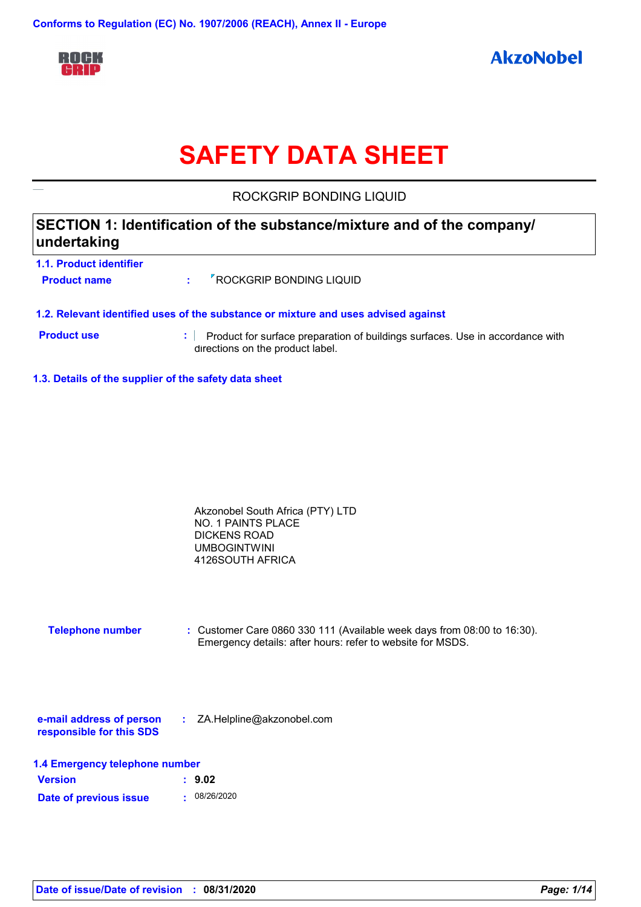Conforms to Regulation (EC) No. 1907/2006 (REACH), Annex II - Europe

ROCK GRIP

AkzoNobel

# SAFETY DATA SHEET

ROCKGRIP BONDING LIQUID

## SECTION 1: Identification of the substance/mixture and of the company/ undertaking

### 1.1. Product identifier

**Product name** : ROCKGRIP BONDING LIQUID

### 1.2. Relevant identified uses of the substance or mixture and uses advised against

**Product use** : Product for surface preparation of buildings surfaces. Use in accordance with directions on the product label.

### 1.3. Details of the supplier of the safety data sheet

Akzonobel South Africa (PTY) LTD
NO. 1 PAINTS PLACE
DICKENS ROAD
UMBOGINTWINI
4126SOUTH AFRICA

**Telephone number** : Customer Care 0860 330 111 (Available week days from 08:00 to 16:30). Emergency details: after hours: refer to website for MSDS.

**e-mail address of person responsible for this SDS** : ZA.Helpline@akzonobel.com

### 1.4 Emergency telephone number

**Version** : **9.02**

**Date of previous issue** : 08/26/2020

**Date of issue/Date of revision** : **08/31/2020**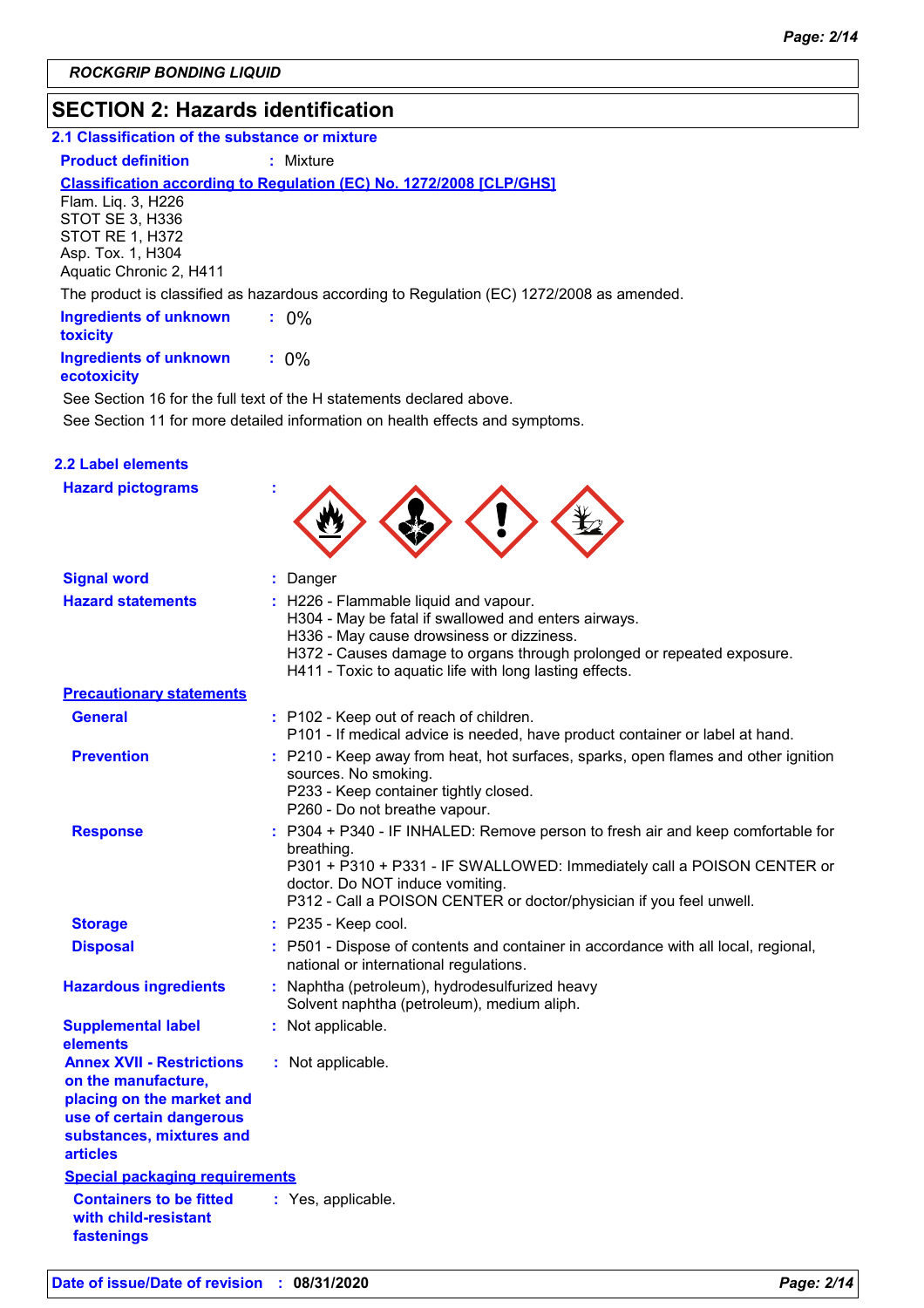## SECTION 2: Hazards identification

### 2.1 Classification of the substance or mixture

**Product definition** : Mixture

**Classification according to Regulation (EC) No. 1272/2008 [CLP/GHS]**

Flam. Liq. 3, H226
STOT SE 3, H336
STOT RE 1, H372
Asp. Tox. 1, H304
Aquatic Chronic 2, H411

The product is classified as hazardous according to Regulation (EC) 1272/2008 as amended.

**Ingredients of unknown toxicity** : 0%

**Ingredients of unknown ecotoxicity** : 0%

See Section 16 for the full text of the H statements declared above.

See Section 11 for more detailed information on health effects and symptoms.

### 2.2 Label elements

**Hazard pictograms** :

**Signal word** : Danger

**Hazard statements** :
- H226 - Flammable liquid and vapour.
- H304 - May be fatal if swallowed and enters airways.
- H336 - May cause drowsiness or dizziness.
- H372 - Causes damage to organs through prolonged or repeated exposure.
- H411 - Toxic to aquatic life with long lasting effects.

**Precautionary statements**

**General** :
- P102 - Keep out of reach of children.
- P101 - If medical advice is needed, have product container or label at hand.

**Prevention** :
- P210 - Keep away from heat, hot surfaces, sparks, open flames and other ignition sources. No smoking.
- P233 - Keep container tightly closed.
- P260 - Do not breathe vapour.

**Response** :
- P304 + P340 - IF INHALED: Remove person to fresh air and keep comfortable for breathing.
- P301 + P310 + P331 - IF SWALLOWED: Immediately call a POISON CENTER or doctor. Do NOT induce vomiting.
- P312 - Call a POISON CENTER or doctor/physician if you feel unwell.

**Storage** : P235 - Keep cool.

**Disposal** : P501 - Dispose of contents and container in accordance with all local, regional, national or international regulations.

**Hazardous ingredients** :
Naphtha (petroleum), hydrodesulfurized heavy
Solvent naphtha (petroleum), medium aliph.

**Supplemental label elements** : Not applicable.

**Annex XVII - Restrictions on the manufacture, placing on the market and use of certain dangerous substances, mixtures and articles** : Not applicable.

**Special packaging requirements**

**Containers to be fitted with child-resistant fastenings** : Yes, applicable.

**Date of issue/Date of revision** : 08/31/2020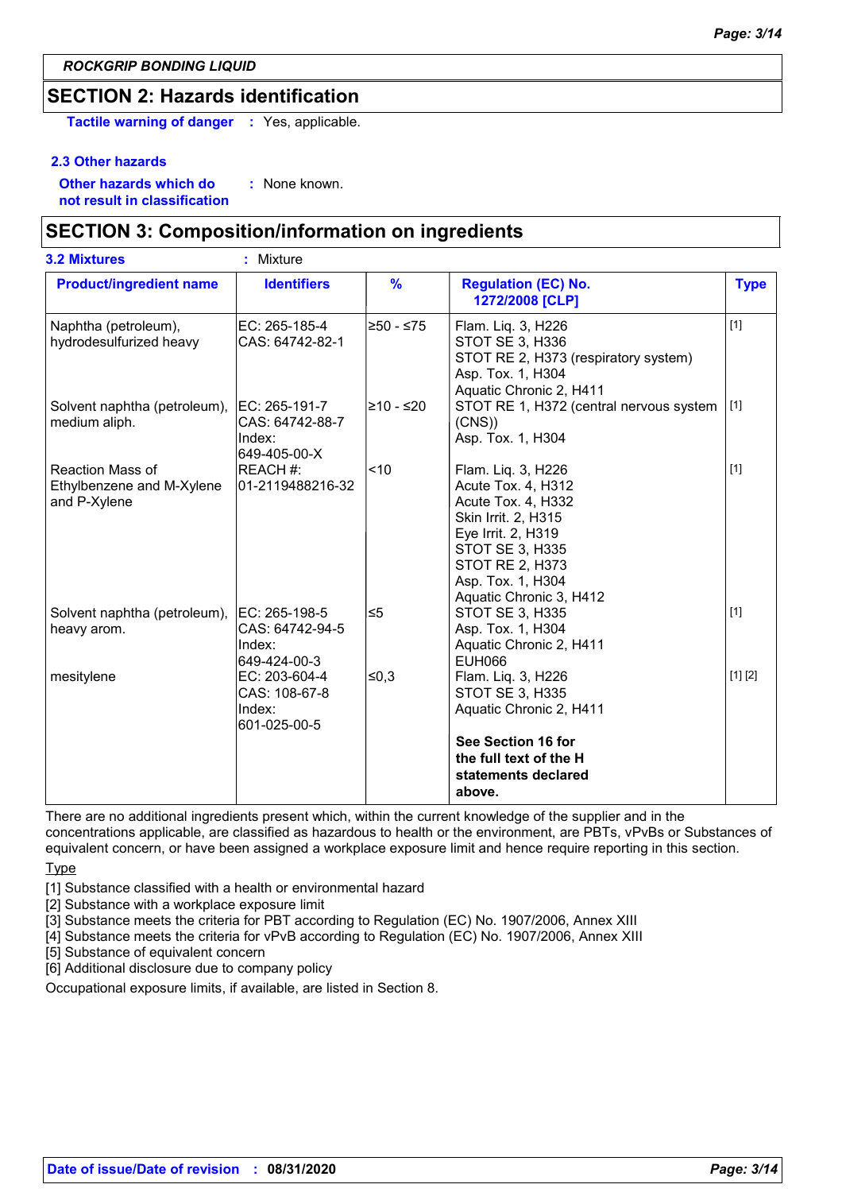ROCKGRIP BONDING LIQUID

## SECTION 2: Hazards identification

**Tactile warning of danger** : Yes, applicable.

### 2.3 Other hazards

**Other hazards which do not result in classification** : None known.

## SECTION 3: Composition/information on ingredients

### 3.2 Mixtures : Mixture

| Product/ingredient name | Identifiers | % | Regulation (EC) No. 1272/2008 [CLP] | Type |
|---|---|---|---|---|
| Naphtha (petroleum), hydrodesulfurized heavy | EC: 265-185-4<br>CAS: 64742-82-1 | ≥50 - ≤75 | Flam. Liq. 3, H226<br>STOT SE 3, H336<br>STOT RE 2, H373 (respiratory system)<br>Asp. Tox. 1, H304<br>Aquatic Chronic 2, H411 | [1] |
| Solvent naphtha (petroleum), medium aliph. | EC: 265-191-7<br>CAS: 64742-88-7<br>Index: 649-405-00-X | ≥10 - ≤20 | STOT RE 1, H372 (central nervous system (CNS))<br>Asp. Tox. 1, H304 | [1] |
| Reaction Mass of Ethylbenzene and M-Xylene and P-Xylene | REACH #: 01-2119488216-32 | <10 | Flam. Liq. 3, H226<br>Acute Tox. 4, H312<br>Acute Tox. 4, H332<br>Skin Irrit. 2, H315<br>Eye Irrit. 2, H319<br>STOT SE 3, H335<br>STOT RE 2, H373<br>Asp. Tox. 1, H304<br>Aquatic Chronic 3, H412 | [1] |
| Solvent naphtha (petroleum), heavy arom. | EC: 265-198-5<br>CAS: 64742-94-5<br>Index: 649-424-00-3 | ≤5 | STOT SE 3, H335<br>Asp. Tox. 1, H304<br>Aquatic Chronic 2, H411<br>EUH066 | [1] |
| mesitylene | EC: 203-604-4<br>CAS: 108-67-8<br>Index: 601-025-00-5 | ≤0,3 | Flam. Liq. 3, H226<br>STOT SE 3, H335<br>Aquatic Chronic 2, H411<br><br>**See Section 16 for the full text of the H statements declared above.** | [1] [2] |

There are no additional ingredients present which, within the current knowledge of the supplier and in the concentrations applicable, are classified as hazardous to health or the environment, are PBTs, vPvBs or Substances of equivalent concern, or have been assigned a workplace exposure limit and hence require reporting in this section.

Type

[1] Substance classified with a health or environmental hazard
[2] Substance with a workplace exposure limit
[3] Substance meets the criteria for PBT according to Regulation (EC) No. 1907/2006, Annex XIII
[4] Substance meets the criteria for vPvB according to Regulation (EC) No. 1907/2006, Annex XIII
[5] Substance of equivalent concern
[6] Additional disclosure due to company policy

Occupational exposure limits, if available, are listed in Section 8.

**Date of issue/Date of revision** : **08/31/2020**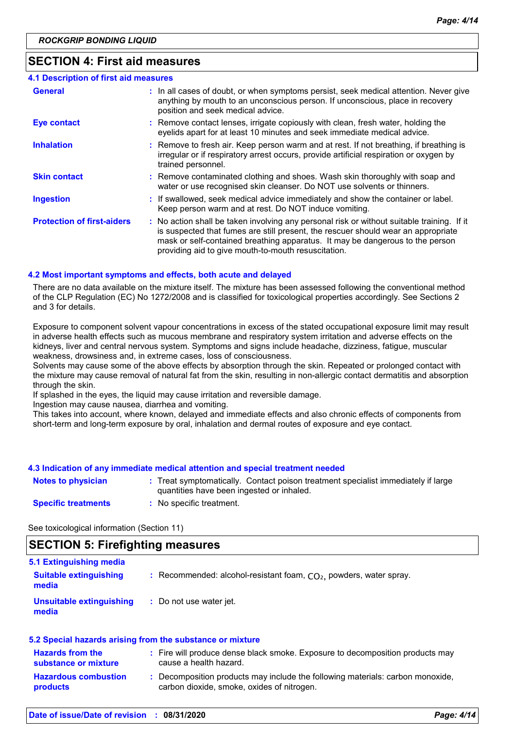ROCKGRIP BONDING LIQUID

## SECTION 4: First aid measures

### 4.1 Description of first aid measures

| | |
|---|---|
| **General** | : In all cases of doubt, or when symptoms persist, seek medical attention. Never give anything by mouth to an unconscious person. If unconscious, place in recovery position and seek medical advice. |
| **Eye contact** | : Remove contact lenses, irrigate copiously with clean, fresh water, holding the eyelids apart for at least 10 minutes and seek immediate medical advice. |
| **Inhalation** | : Remove to fresh air. Keep person warm and at rest. If not breathing, if breathing is irregular or if respiratory arrest occurs, provide artificial respiration or oxygen by trained personnel. |
| **Skin contact** | : Remove contaminated clothing and shoes. Wash skin thoroughly with soap and water or use recognised skin cleanser. Do NOT use solvents or thinners. |
| **Ingestion** | : If swallowed, seek medical advice immediately and show the container or label. Keep person warm and at rest. Do NOT induce vomiting. |
| **Protection of first-aiders** | : No action shall be taken involving any personal risk or without suitable training. If it is suspected that fumes are still present, the rescuer should wear an appropriate mask or self-contained breathing apparatus. It may be dangerous to the person providing aid to give mouth-to-mouth resuscitation. |

### 4.2 Most important symptoms and effects, both acute and delayed

There are no data available on the mixture itself. The mixture has been assessed following the conventional method of the CLP Regulation (EC) No 1272/2008 and is classified for toxicological properties accordingly. See Sections 2 and 3 for details.

Exposure to component solvent vapour concentrations in excess of the stated occupational exposure limit may result in adverse health effects such as mucous membrane and respiratory system irritation and adverse effects on the kidneys, liver and central nervous system. Symptoms and signs include headache, dizziness, fatigue, muscular weakness, drowsiness and, in extreme cases, loss of consciousness.
Solvents may cause some of the above effects by absorption through the skin. Repeated or prolonged contact with the mixture may cause removal of natural fat from the skin, resulting in non-allergic contact dermatitis and absorption through the skin.
If splashed in the eyes, the liquid may cause irritation and reversible damage.
Ingestion may cause nausea, diarrhea and vomiting.
This takes into account, where known, delayed and immediate effects and also chronic effects of components from short-term and long-term exposure by oral, inhalation and dermal routes of exposure and eye contact.

### 4.3 Indication of any immediate medical attention and special treatment needed

| | |
|---|---|
| **Notes to physician** | : Treat symptomatically. Contact poison treatment specialist immediately if large quantities have been ingested or inhaled. |
| **Specific treatments** | : No specific treatment. |

See toxicological information (Section 11)

## SECTION 5: Firefighting measures

### 5.1 Extinguishing media

| | |
|---|---|
| **Suitable extinguishing media** | : Recommended: alcohol-resistant foam, $CO_2$, powders, water spray. |
| **Unsuitable extinguishing media** | : Do not use water jet. |

### 5.2 Special hazards arising from the substance or mixture

| | |
|---|---|
| **Hazards from the substance or mixture** | : Fire will produce dense black smoke. Exposure to decomposition products may cause a health hazard. |
| **Hazardous combustion products** | : Decomposition products may include the following materials: carbon monoxide, carbon dioxide, smoke, oxides of nitrogen. |

Date of issue/Date of revision : 08/31/2020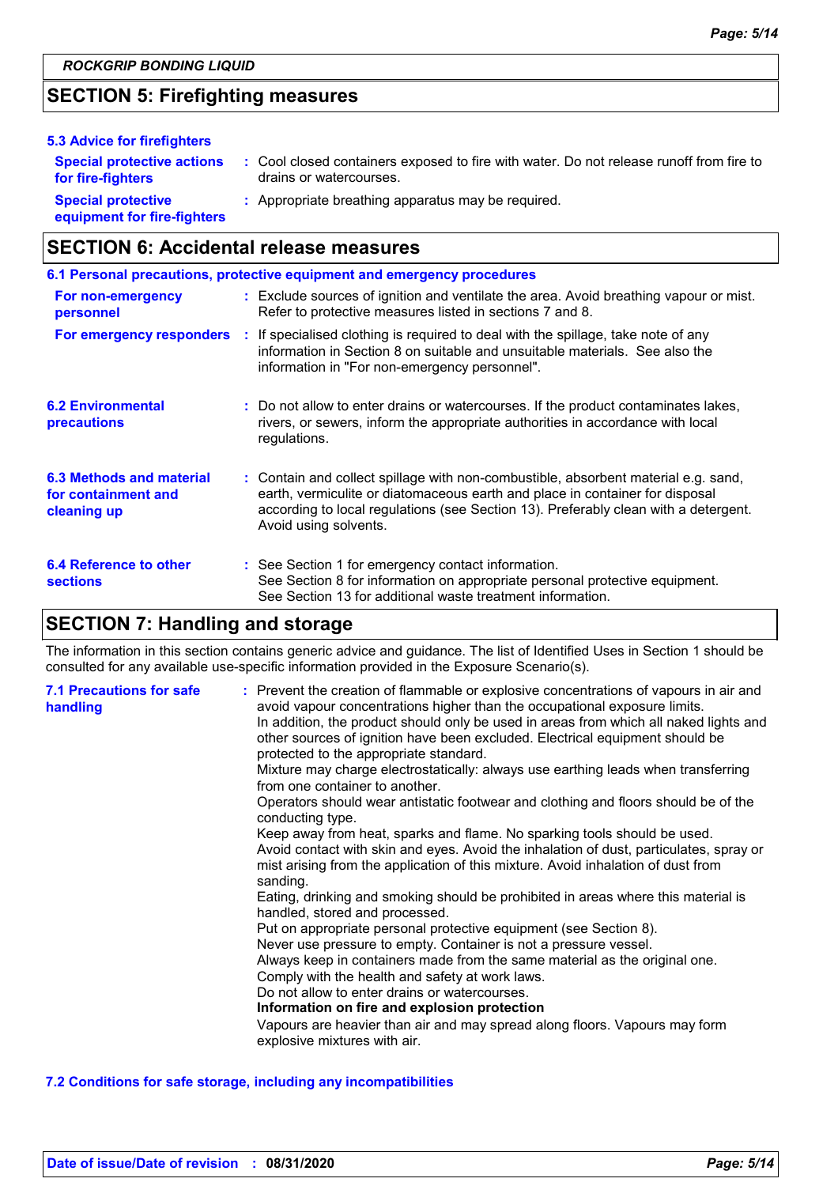## SECTION 5: Firefighting measures

### 5.3 Advice for firefighters

**Special protective actions for fire-fighters** : Cool closed containers exposed to fire with water. Do not release runoff from fire to drains or watercourses.

**Special protective equipment for fire-fighters** : Appropriate breathing apparatus may be required.

## SECTION 6: Accidental release measures

### 6.1 Personal precautions, protective equipment and emergency procedures

**For non-emergency personnel** : Exclude sources of ignition and ventilate the area. Avoid breathing vapour or mist. Refer to protective measures listed in sections 7 and 8.

**For emergency responders** : If specialised clothing is required to deal with the spillage, take note of any information in Section 8 on suitable and unsuitable materials. See also the information in "For non-emergency personnel".

**6.2 Environmental precautions** : Do not allow to enter drains or watercourses. If the product contaminates lakes, rivers, or sewers, inform the appropriate authorities in accordance with local regulations.

**6.3 Methods and material for containment and cleaning up** : Contain and collect spillage with non-combustible, absorbent material e.g. sand, earth, vermiculite or diatomaceous earth and place in container for disposal according to local regulations (see Section 13). Preferably clean with a detergent. Avoid using solvents.

**6.4 Reference to other sections** : See Section 1 for emergency contact information.
See Section 8 for information on appropriate personal protective equipment.
See Section 13 for additional waste treatment information.

## SECTION 7: Handling and storage

The information in this section contains generic advice and guidance. The list of Identified Uses in Section 1 should be consulted for any available use-specific information provided in the Exposure Scenario(s).

**7.1 Precautions for safe handling** : Prevent the creation of flammable or explosive concentrations of vapours in air and avoid vapour concentrations higher than the occupational exposure limits.
In addition, the product should only be used in areas from which all naked lights and other sources of ignition have been excluded. Electrical equipment should be protected to the appropriate standard.
Mixture may charge electrostatically: always use earthing leads when transferring from one container to another.
Operators should wear antistatic footwear and clothing and floors should be of the conducting type.
Keep away from heat, sparks and flame. No sparking tools should be used.
Avoid contact with skin and eyes. Avoid the inhalation of dust, particulates, spray or mist arising from the application of this mixture. Avoid inhalation of dust from sanding.
Eating, drinking and smoking should be prohibited in areas where this material is handled, stored and processed.
Put on appropriate personal protective equipment (see Section 8).
Never use pressure to empty. Container is not a pressure vessel.
Always keep in containers made from the same material as the original one.
Comply with the health and safety at work laws.
Do not allow to enter drains or watercourses.
**Information on fire and explosion protection**
Vapours are heavier than air and may spread along floors. Vapours may form explosive mixtures with air.

### 7.2 Conditions for safe storage, including any incompatibilities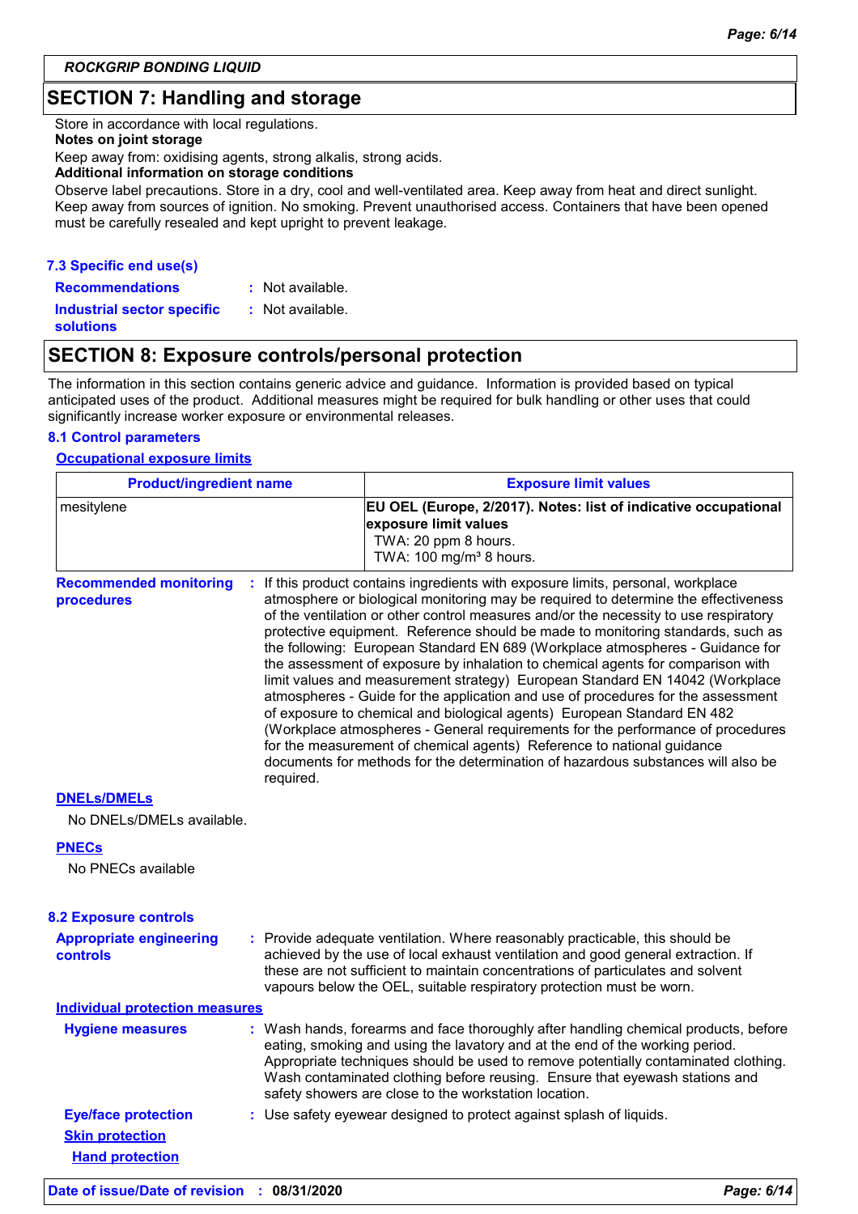ROCKGRIP BONDING LIQUID

## SECTION 7: Handling and storage

Store in accordance with local regulations.
**Notes on joint storage**
Keep away from: oxidising agents, strong alkalis, strong acids.
**Additional information on storage conditions**
Observe label precautions. Store in a dry, cool and well-ventilated area. Keep away from heat and direct sunlight. Keep away from sources of ignition. No smoking. Prevent unauthorised access. Containers that have been opened must be carefully resealed and kept upright to prevent leakage.

### 7.3 Specific end use(s)

**Recommendations** : Not available.

**Industrial sector specific solutions** : Not available.

## SECTION 8: Exposure controls/personal protection

The information in this section contains generic advice and guidance. Information is provided based on typical anticipated uses of the product. Additional measures might be required for bulk handling or other uses that could significantly increase worker exposure or environmental releases.

### 8.1 Control parameters

**Occupational exposure limits**

| Product/ingredient name | Exposure limit values |
|---|---|
| mesitylene | **EU OEL (Europe, 2/2017). Notes: list of indicative occupational exposure limit values**<br>TWA: 20 ppm 8 hours.<br>TWA: 100 mg/m³ 8 hours. |

**Recommended monitoring procedures** : If this product contains ingredients with exposure limits, personal, workplace atmosphere or biological monitoring may be required to determine the effectiveness of the ventilation or other control measures and/or the necessity to use respiratory protective equipment. Reference should be made to monitoring standards, such as the following: European Standard EN 689 (Workplace atmospheres - Guidance for the assessment of exposure by inhalation to chemical agents for comparison with limit values and measurement strategy) European Standard EN 14042 (Workplace atmospheres - Guide for the application and use of procedures for the assessment of exposure to chemical and biological agents) European Standard EN 482 (Workplace atmospheres - General requirements for the performance of procedures for the measurement of chemical agents) Reference to national guidance documents for methods for the determination of hazardous substances will also be required.

**DNELs/DMELs**

No DNELs/DMELs available.

**PNECs**

No PNECs available

### 8.2 Exposure controls

**Appropriate engineering controls** : Provide adequate ventilation. Where reasonably practicable, this should be achieved by the use of local exhaust ventilation and good general extraction. If these are not sufficient to maintain concentrations of particulates and solvent vapours below the OEL, suitable respiratory protection must be worn.

**Individual protection measures**

**Hygiene measures** : Wash hands, forearms and face thoroughly after handling chemical products, before eating, smoking and using the lavatory and at the end of the working period. Appropriate techniques should be used to remove potentially contaminated clothing. Wash contaminated clothing before reusing. Ensure that eyewash stations and safety showers are close to the workstation location.

**Eye/face protection** : Use safety eyewear designed to protect against splash of liquids.

**Skin protection**

**Hand protection**

**Date of issue/Date of revision** : **08/31/2020**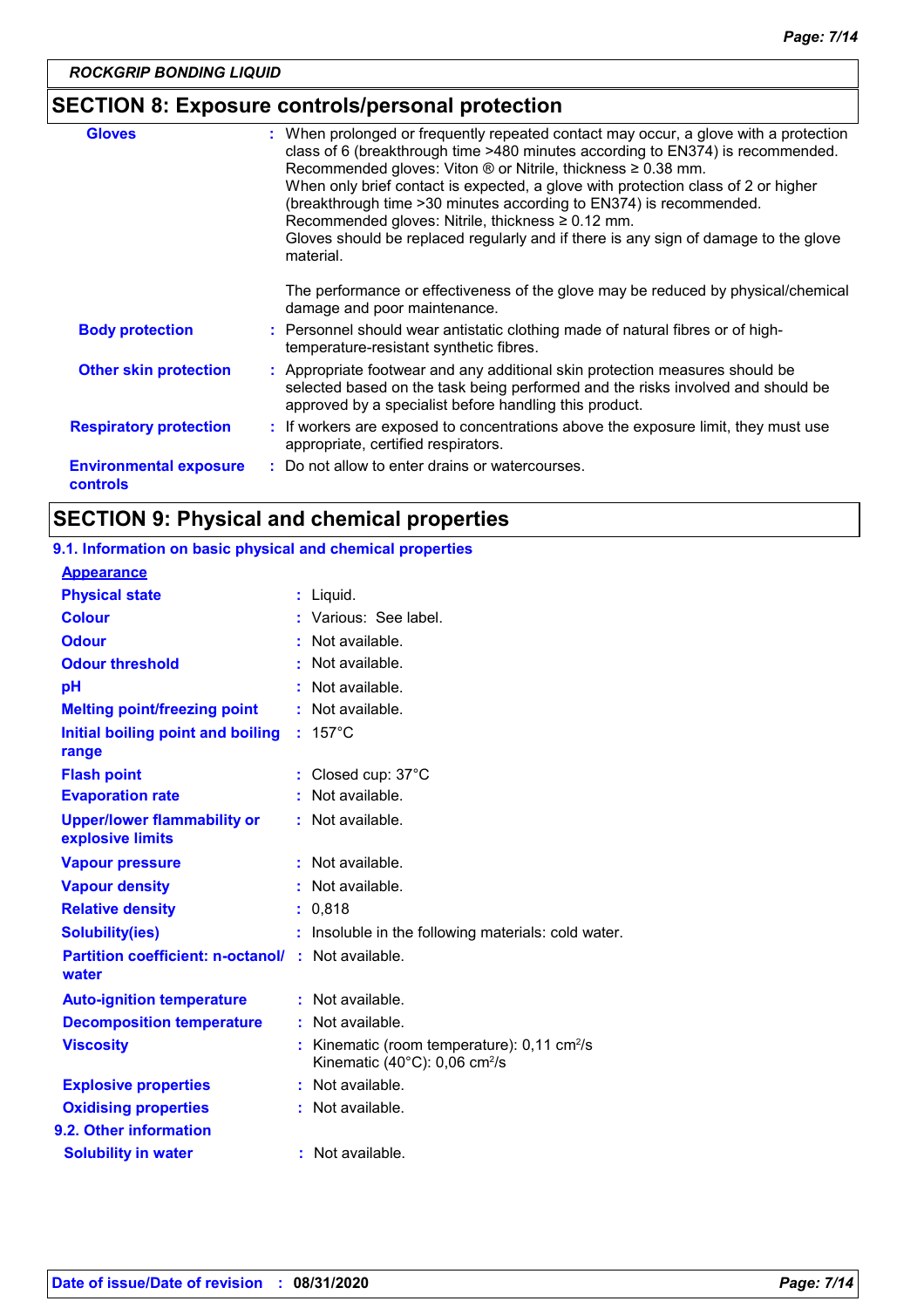## SECTION 8: Exposure controls/personal protection

| | |
|---|---|
| **Gloves** | : When prolonged or frequently repeated contact may occur, a glove with a protection class of 6 (breakthrough time >480 minutes according to EN374) is recommended. Recommended gloves: Viton ® or Nitrile, thickness ≥ 0.38 mm. When only brief contact is expected, a glove with protection class of 2 or higher (breakthrough time >30 minutes according to EN374) is recommended. Recommended gloves: Nitrile, thickness ≥ 0.12 mm. Gloves should be replaced regularly and if there is any sign of damage to the glove material. <br><br> The performance or effectiveness of the glove may be reduced by physical/chemical damage and poor maintenance. |
| **Body protection** | : Personnel should wear antistatic clothing made of natural fibres or of high-temperature-resistant synthetic fibres. |
| **Other skin protection** | : Appropriate footwear and any additional skin protection measures should be selected based on the task being performed and the risks involved and should be approved by a specialist before handling this product. |
| **Respiratory protection** | : If workers are exposed to concentrations above the exposure limit, they must use appropriate, certified respirators. |
| **Environmental exposure controls** | : Do not allow to enter drains or watercourses. |

## SECTION 9: Physical and chemical properties

### 9.1. Information on basic physical and chemical properties

**Appearance**

| | |
|---|---|
| **Physical state** | : Liquid. |
| **Colour** | : Various: See label. |
| **Odour** | : Not available. |
| **Odour threshold** | : Not available. |
| **pH** | : Not available. |
| **Melting point/freezing point** | : Not available. |
| **Initial boiling point and boiling range** | : 157°C |
| **Flash point** | : Closed cup: 37°C |
| **Evaporation rate** | : Not available. |
| **Upper/lower flammability or explosive limits** | : Not available. |
| **Vapour pressure** | : Not available. |
| **Vapour density** | : Not available. |
| **Relative density** | : 0,818 |
| **Solubility(ies)** | : Insoluble in the following materials: cold water. |
| **Partition coefficient: n-octanol/water** | : Not available. |
| **Auto-ignition temperature** | : Not available. |
| **Decomposition temperature** | : Not available. |
| **Viscosity** | : Kinematic (room temperature): 0,11 $cm^2/s$ <br> Kinematic (40°C): 0,06 $cm^2/s$ |
| **Explosive properties** | : Not available. |
| **Oxidising properties** | : Not available. |

### 9.2. Other information

| | |
|---|---|
| **Solubility in water** | : Not available. |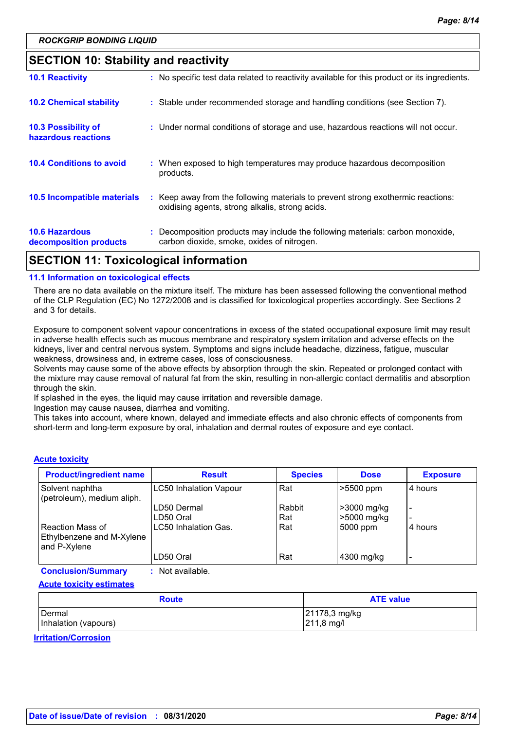## SECTION 10: Stability and reactivity

| | |
|---|---|
| **10.1 Reactivity** | : No specific test data related to reactivity available for this product or its ingredients. |
| **10.2 Chemical stability** | : Stable under recommended storage and handling conditions (see Section 7). |
| **10.3 Possibility of hazardous reactions** | : Under normal conditions of storage and use, hazardous reactions will not occur. |
| **10.4 Conditions to avoid** | : When exposed to high temperatures may produce hazardous decomposition products. |
| **10.5 Incompatible materials** | : Keep away from the following materials to prevent strong exothermic reactions: oxidising agents, strong alkalis, strong acids. |
| **10.6 Hazardous decomposition products** | : Decomposition products may include the following materials: carbon monoxide, carbon dioxide, smoke, oxides of nitrogen. |

## SECTION 11: Toxicological information

### 11.1 Information on toxicological effects

There are no data available on the mixture itself. The mixture has been assessed following the conventional method of the CLP Regulation (EC) No 1272/2008 and is classified for toxicological properties accordingly. See Sections 2 and 3 for details.

Exposure to component solvent vapour concentrations in excess of the stated occupational exposure limit may result in adverse health effects such as mucous membrane and respiratory system irritation and adverse effects on the kidneys, liver and central nervous system. Symptoms and signs include headache, dizziness, fatigue, muscular weakness, drowsiness and, in extreme cases, loss of consciousness.
Solvents may cause some of the above effects by absorption through the skin. Repeated or prolonged contact with the mixture may cause removal of natural fat from the skin, resulting in non-allergic contact dermatitis and absorption through the skin.
If splashed in the eyes, the liquid may cause irritation and reversible damage.
Ingestion may cause nausea, diarrhea and vomiting.
This takes into account, where known, delayed and immediate effects and also chronic effects of components from short-term and long-term exposure by oral, inhalation and dermal routes of exposure and eye contact.

**Acute toxicity**

| Product/ingredient name | Result | Species | Dose | Exposure |
|---|---|---|---|---|
| Solvent naphtha (petroleum), medium aliph. | LC50 Inhalation Vapour | Rat | >5500 ppm | 4 hours |
| | LD50 Dermal | Rabbit | >3000 mg/kg | - |
| | LD50 Oral | Rat | >5000 mg/kg | - |
| Reaction Mass of Ethylbenzene and M-Xylene and P-Xylene | LC50 Inhalation Gas. | Rat | 5000 ppm | 4 hours |
| | LD50 Oral | Rat | 4300 mg/kg | - |

**Conclusion/Summary** : Not available.

**Acute toxicity estimates**

| Route | ATE value |
|---|---|
| Dermal | 21178,3 mg/kg |
| Inhalation (vapours) | 211,8 mg/l |

**Irritation/Corrosion**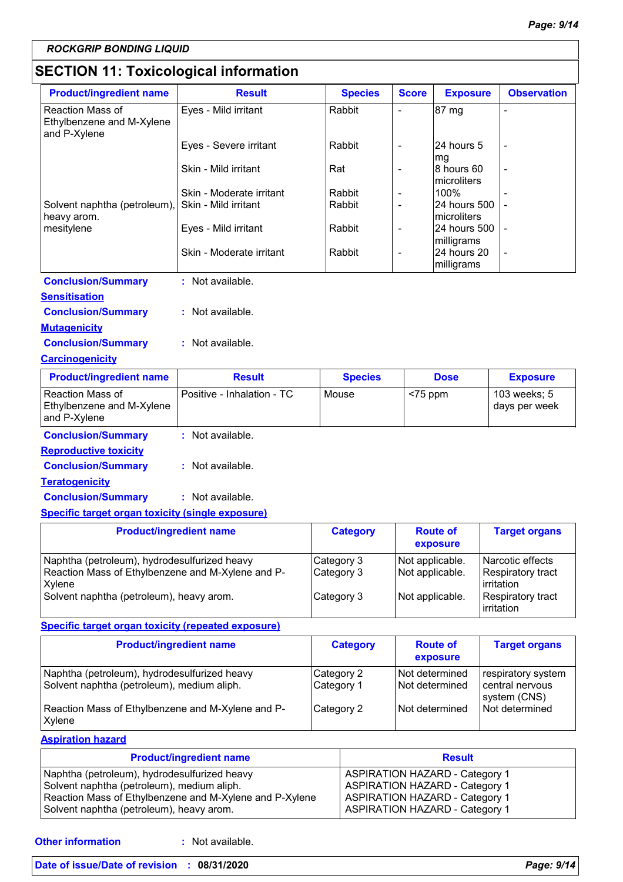**ROCKGRIP BONDING LIQUID**

## SECTION 11: Toxicological information

| Product/ingredient name | Result | Species | Score | Exposure | Observation |
|---|---|---|---|---|---|
| Reaction Mass of Ethylbenzene and M-Xylene and P-Xylene | Eyes - Mild irritant | Rabbit | - | 87 mg | - |
| | Eyes - Severe irritant | Rabbit | - | 24 hours 5 mg | - |
| | Skin - Mild irritant | Rat | - | 8 hours 60 microliters | - |
| | Skin - Moderate irritant | Rabbit | - | 100% | - |
| Solvent naphtha (petroleum), heavy arom. | Skin - Mild irritant | Rabbit | - | 24 hours 500 microliters | - |
| mesitylene | Eyes - Mild irritant | Rabbit | - | 24 hours 500 milligrams | - |
| | Skin - Moderate irritant | Rabbit | - | 24 hours 20 milligrams | - |

**Conclusion/Summary** : Not available.

**Sensitisation**

**Conclusion/Summary** : Not available.

**Mutagenicity**

**Conclusion/Summary** : Not available.

**Carcinogenicity**

| Product/ingredient name | Result | Species | Dose | Exposure |
|---|---|---|---|---|
| Reaction Mass of Ethylbenzene and M-Xylene and P-Xylene | Positive - Inhalation - TC | Mouse | <75 ppm | 103 weeks; 5 days per week |

**Conclusion/Summary** : Not available.

**Reproductive toxicity**

**Conclusion/Summary** : Not available.

**Teratogenicity**

**Conclusion/Summary** : Not available.

**Specific target organ toxicity (single exposure)**

| Product/ingredient name | Category | Route of exposure | Target organs |
|---|---|---|---|
| Naphtha (petroleum), hydrodesulfurized heavy | Category 3 | Not applicable. | Narcotic effects |
| Reaction Mass of Ethylbenzene and M-Xylene and P-Xylene | Category 3 | Not applicable. | Respiratory tract irritation |
| Solvent naphtha (petroleum), heavy arom. | Category 3 | Not applicable. | Respiratory tract irritation |

**Specific target organ toxicity (repeated exposure)**

| Product/ingredient name | Category | Route of exposure | Target organs |
|---|---|---|---|
| Naphtha (petroleum), hydrodesulfurized heavy | Category 2 | Not determined | respiratory system |
| Solvent naphtha (petroleum), medium aliph. | Category 1 | Not determined | central nervous system (CNS) |
| Reaction Mass of Ethylbenzene and M-Xylene and P-Xylene | Category 2 | Not determined | Not determined |

**Aspiration hazard**

| Product/ingredient name | Result |
|---|---|
| Naphtha (petroleum), hydrodesulfurized heavy | ASPIRATION HAZARD - Category 1 |
| Solvent naphtha (petroleum), medium aliph. | ASPIRATION HAZARD - Category 1 |
| Reaction Mass of Ethylbenzene and M-Xylene and P-Xylene | ASPIRATION HAZARD - Category 1 |
| Solvent naphtha (petroleum), heavy arom. | ASPIRATION HAZARD - Category 1 |

**Other information** : Not available.

**Date of issue/Date of revision** : **08/31/2020**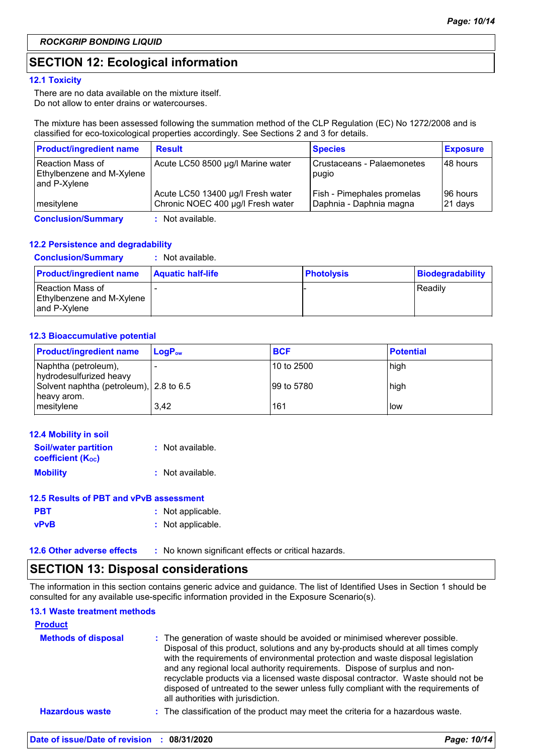ROCKGRIP BONDING LIQUID

## SECTION 12: Ecological information

### 12.1 Toxicity

There are no data available on the mixture itself.
Do not allow to enter drains or watercourses.

The mixture has been assessed following the summation method of the CLP Regulation (EC) No 1272/2008 and is classified for eco-toxicological properties accordingly. See Sections 2 and 3 for details.

| Product/ingredient name | Result | Species | Exposure |
|---|---|---|---|
| Reaction Mass of Ethylbenzene and M-Xylene and P-Xylene | Acute LC50 8500 µg/l Marine water | Crustaceans - Palaemonetes pugio | 48 hours |
| mesitylene | Acute LC50 13400 µg/l Fresh water | Fish - Pimephales promelas | 96 hours |
| | Chronic NOEC 400 µg/l Fresh water | Daphnia - Daphnia magna | 21 days |

**Conclusion/Summary** : Not available.

### 12.2 Persistence and degradability

**Conclusion/Summary** : Not available.

| Product/ingredient name | Aquatic half-life | Photolysis | Biodegradability |
|---|---|---|---|
| Reaction Mass of Ethylbenzene and M-Xylene and P-Xylene | - | - | Readily |

### 12.3 Bioaccumulative potential

| Product/ingredient name | $LogP_{ow}$ | BCF | Potential |
|---|---|---|---|
| Naphtha (petroleum), hydrodesulfurized heavy | - | 10 to 2500 | high |
| Solvent naphtha (petroleum), heavy arom. | 2.8 to 6.5 | 99 to 5780 | high |
| mesitylene | 3,42 | 161 | low |

### 12.4 Mobility in soil

**Soil/water partition coefficient ($K_{OC}$)** : Not available.

**Mobility** : Not available.

### 12.5 Results of PBT and vPvB assessment

**PBT** : Not applicable.

**vPvB** : Not applicable.

### 12.6 Other adverse effects

: No known significant effects or critical hazards.

## SECTION 13: Disposal considerations

The information in this section contains generic advice and guidance. The list of Identified Uses in Section 1 should be consulted for any available use-specific information provided in the Exposure Scenario(s).

### 13.1 Waste treatment methods

**Product**

**Methods of disposal** : The generation of waste should be avoided or minimised wherever possible. Disposal of this product, solutions and any by-products should at all times comply with the requirements of environmental protection and waste disposal legislation and any regional local authority requirements. Dispose of surplus and non-recyclable products via a licensed waste disposal contractor. Waste should not be disposed of untreated to the sewer unless fully compliant with the requirements of all authorities with jurisdiction.

**Hazardous waste** : The classification of the product may meet the criteria for a hazardous waste.

**Date of issue/Date of revision** : 08/31/2020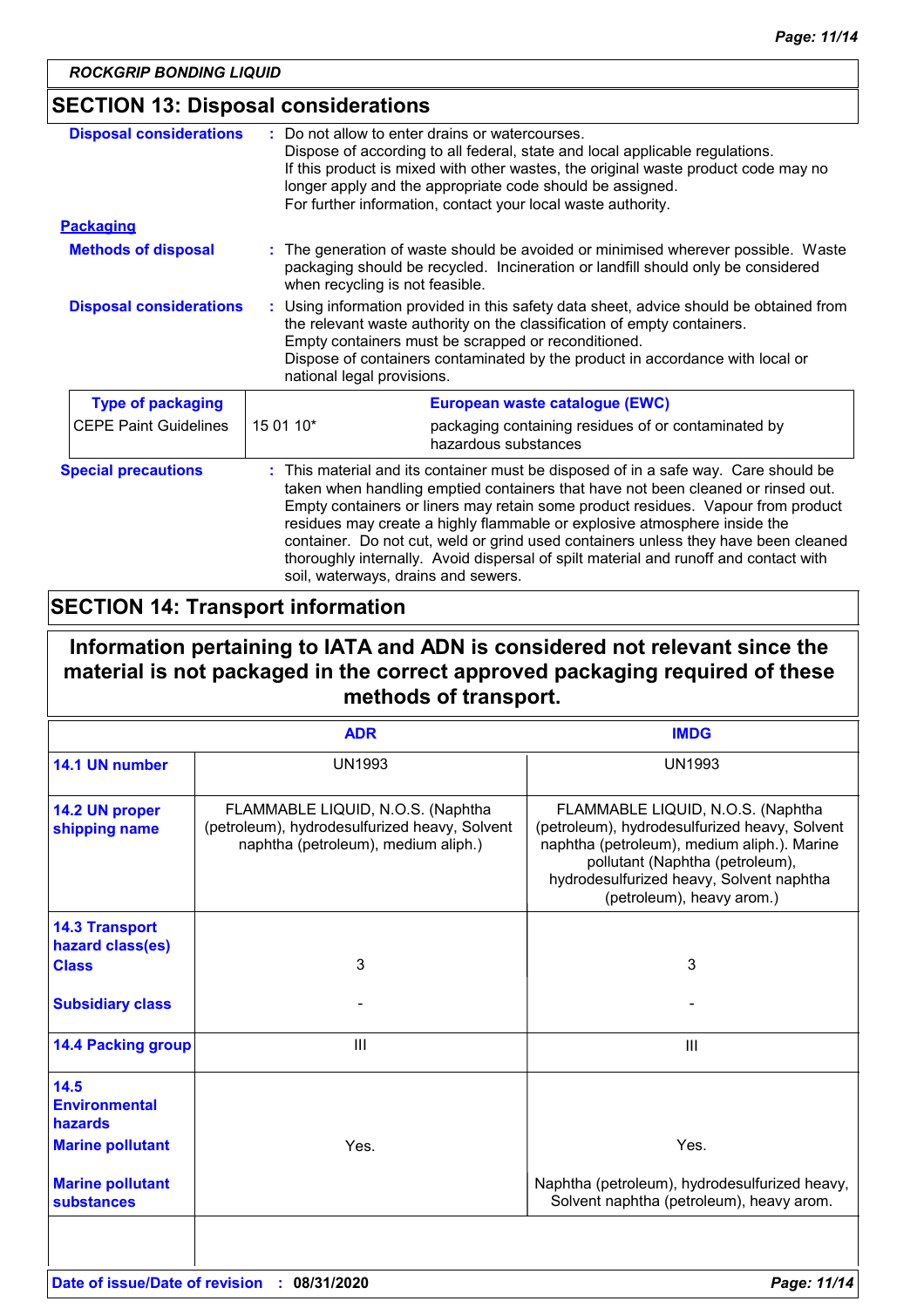## SECTION 13: Disposal considerations

**Disposal considerations** : Do not allow to enter drains or watercourses.
Dispose of according to all federal, state and local applicable regulations.
If this product is mixed with other wastes, the original waste product code may no longer apply and the appropriate code should be assigned.
For further information, contact your local waste authority.

**Packaging**

**Methods of disposal** : The generation of waste should be avoided or minimised wherever possible. Waste packaging should be recycled. Incineration or landfill should only be considered when recycling is not feasible.

**Disposal considerations** : Using information provided in this safety data sheet, advice should be obtained from the relevant waste authority on the classification of empty containers.
Empty containers must be scrapped or reconditioned.
Dispose of containers contaminated by the product in accordance with local or national legal provisions.

| Type of packaging | European waste catalogue (EWC) | |
|---|---|---|
| CEPE Paint Guidelines | 15 01 10* | packaging containing residues of or contaminated by hazardous substances |

**Special precautions** : This material and its container must be disposed of in a safe way. Care should be taken when handling emptied containers that have not been cleaned or rinsed out. Empty containers or liners may retain some product residues. Vapour from product residues may create a highly flammable or explosive atmosphere inside the container. Do not cut, weld or grind used containers unless they have been cleaned thoroughly internally. Avoid dispersal of spilt material and runoff and contact with soil, waterways, drains and sewers.

## SECTION 14: Transport information

**Information pertaining to IATA and ADN is considered not relevant since the material is not packaged in the correct approved packaging required of these methods of transport.**

| | ADR | IMDG |
|---|---|---|
| **14.1 UN number** | UN1993 | UN1993 |
| **14.2 UN proper shipping name** | FLAMMABLE LIQUID, N.O.S. (Naphtha (petroleum), hydrodesulfurized heavy, Solvent naphtha (petroleum), medium aliph.) | FLAMMABLE LIQUID, N.O.S. (Naphtha (petroleum), hydrodesulfurized heavy, Solvent naphtha (petroleum), medium aliph.). Marine pollutant (Naphtha (petroleum), hydrodesulfurized heavy, Solvent naphtha (petroleum), heavy arom.) |
| **14.3 Transport hazard class(es)** **Class** | 3 | 3 |
| **Subsidiary class** | - | - |
| **14.4 Packing group** | III | III |
| **14.5 Environmental hazards** **Marine pollutant** | Yes. | Yes. |
| **Marine pollutant substances** | | Naphtha (petroleum), hydrodesulfurized heavy, Solvent naphtha (petroleum), heavy arom. |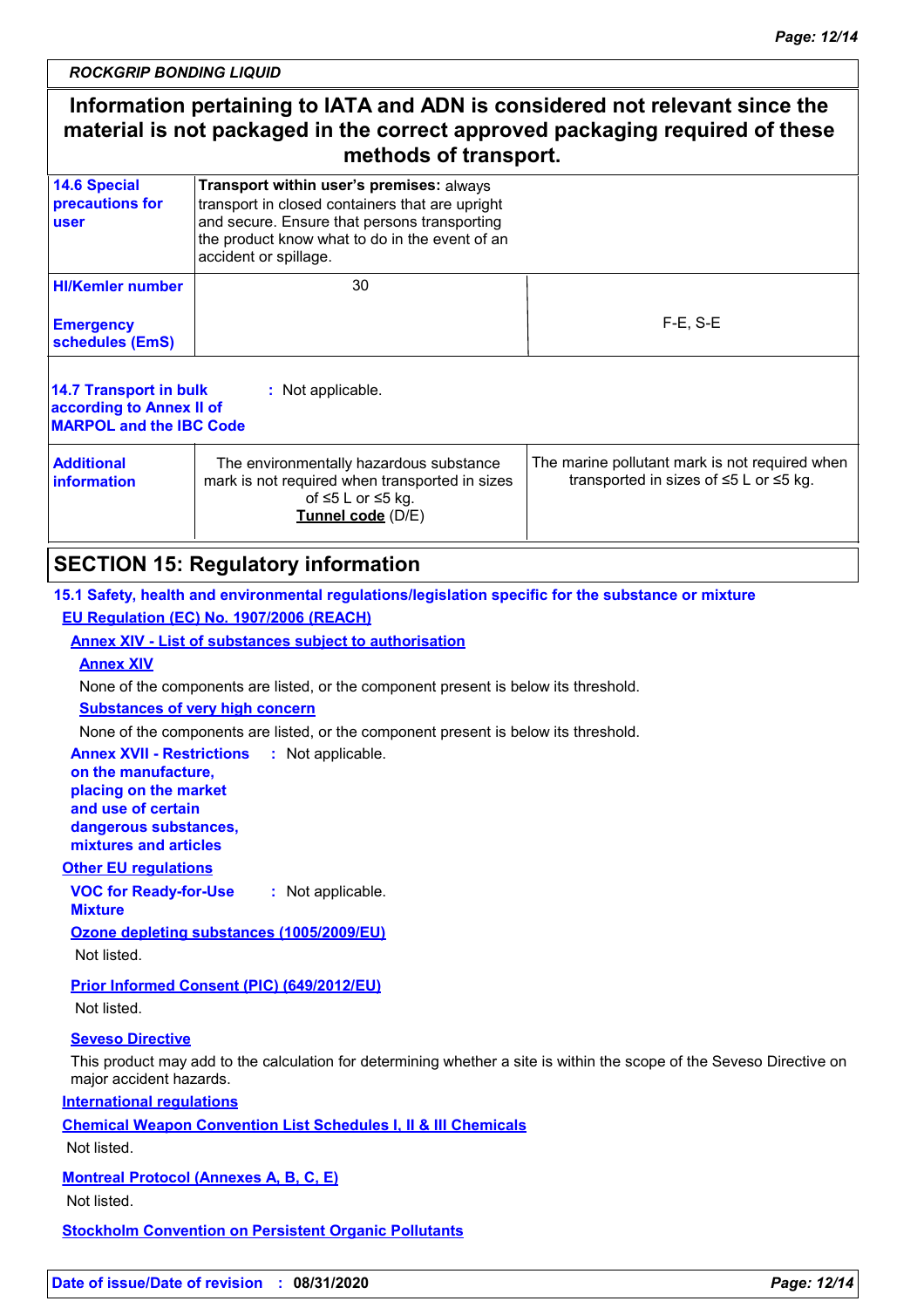**Information pertaining to IATA and ADN is considered not relevant since the material is not packaged in the correct approved packaging required of these methods of transport.**

| | | |
|---|---|---|
| **14.6 Special precautions for user** | **Transport within user's premises:** always transport in closed containers that are upright and secure. Ensure that persons transporting the product know what to do in the event of an accident or spillage. | |
| **HI/Kemler number** | 30 | |
| **Emergency schedules (EmS)** | | F-E, S-E |

**14.7 Transport in bulk according to Annex II of MARPOL and the IBC Code** : Not applicable.

| | | |
|---|---|---|
| **Additional information** | The environmentally hazardous substance mark is not required when transported in sizes of ≤5 L or ≤5 kg. **Tunnel code** (D/E) | The marine pollutant mark is not required when transported in sizes of ≤5 L or ≤5 kg. |

## SECTION 15: Regulatory information

**15.1 Safety, health and environmental regulations/legislation specific for the substance or mixture**

**EU Regulation (EC) No. 1907/2006 (REACH)**

**Annex XIV - List of substances subject to authorisation**

**Annex XIV**

None of the components are listed, or the component present is below its threshold.

**Substances of very high concern**

None of the components are listed, or the component present is below its threshold.

**Annex XVII - Restrictions on the manufacture, placing on the market and use of certain dangerous substances, mixtures and articles** : Not applicable.

**Other EU regulations**

**VOC for Ready-for-Use Mixture** : Not applicable.

**Ozone depleting substances (1005/2009/EU)**

Not listed.

**Prior Informed Consent (PIC) (649/2012/EU)**

Not listed.

**Seveso Directive**

This product may add to the calculation for determining whether a site is within the scope of the Seveso Directive on major accident hazards.

**International regulations**

**Chemical Weapon Convention List Schedules I, II & III Chemicals**

Not listed.

**Montreal Protocol (Annexes A, B, C, E)**

Not listed.

**Stockholm Convention on Persistent Organic Pollutants**

**Date of issue/Date of revision** : **08/31/2020**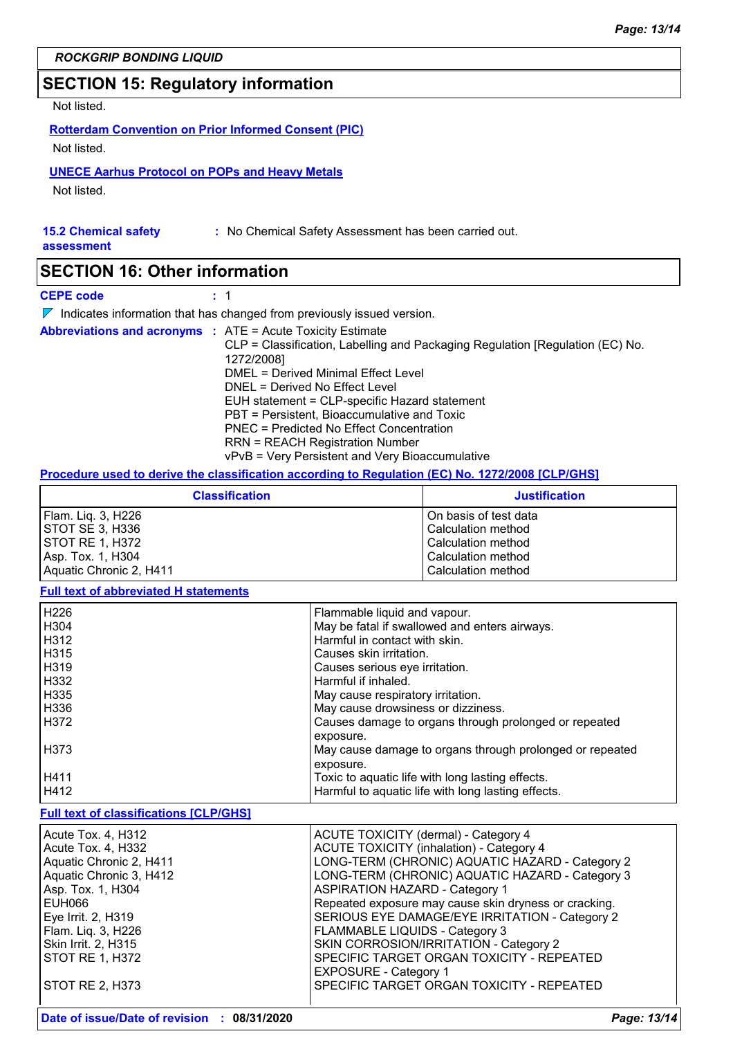## SECTION 15: Regulatory information

Not listed.

**Rotterdam Convention on Prior Informed Consent (PIC)**

Not listed.

**UNECE Aarhus Protocol on POPs and Heavy Metals**

Not listed.

**15.2 Chemical safety assessment** : No Chemical Safety Assessment has been carried out.

## SECTION 16: Other information

**CEPE code** : 1

Indicates information that has changed from previously issued version.

**Abbreviations and acronyms** : ATE = Acute Toxicity Estimate
CLP = Classification, Labelling and Packaging Regulation [Regulation (EC) No. 1272/2008]
DMEL = Derived Minimal Effect Level
DNEL = Derived No Effect Level
EUH statement = CLP-specific Hazard statement
PBT = Persistent, Bioaccumulative and Toxic
PNEC = Predicted No Effect Concentration
RRN = REACH Registration Number
vPvB = Very Persistent and Very Bioaccumulative

**Procedure used to derive the classification according to Regulation (EC) No. 1272/2008 [CLP/GHS]**

| Classification | Justification |
|---|---|
| Flam. Liq. 3, H226 | On basis of test data |
| STOT SE 3, H336 | Calculation method |
| STOT RE 1, H372 | Calculation method |
| Asp. Tox. 1, H304 | Calculation method |
| Aquatic Chronic 2, H411 | Calculation method |

**Full text of abbreviated H statements**

| | |
|---|---|
| H226 | Flammable liquid and vapour. |
| H304 | May be fatal if swallowed and enters airways. |
| H312 | Harmful in contact with skin. |
| H315 | Causes skin irritation. |
| H319 | Causes serious eye irritation. |
| H332 | Harmful if inhaled. |
| H335 | May cause respiratory irritation. |
| H336 | May cause drowsiness or dizziness. |
| H372 | Causes damage to organs through prolonged or repeated exposure. |
| H373 | May cause damage to organs through prolonged or repeated exposure. |
| H411 | Toxic to aquatic life with long lasting effects. |
| H412 | Harmful to aquatic life with long lasting effects. |

**Full text of classifications [CLP/GHS]**

| | |
|---|---|
| Acute Tox. 4, H312 | ACUTE TOXICITY (dermal) - Category 4 |
| Acute Tox. 4, H332 | ACUTE TOXICITY (inhalation) - Category 4 |
| Aquatic Chronic 2, H411 | LONG-TERM (CHRONIC) AQUATIC HAZARD - Category 2 |
| Aquatic Chronic 3, H412 | LONG-TERM (CHRONIC) AQUATIC HAZARD - Category 3 |
| Asp. Tox. 1, H304 | ASPIRATION HAZARD - Category 1 |
| EUH066 | Repeated exposure may cause skin dryness or cracking. |
| Eye Irrit. 2, H319 | SERIOUS EYE DAMAGE/EYE IRRITATION - Category 2 |
| Flam. Liq. 3, H226 | FLAMMABLE LIQUIDS - Category 3 |
| Skin Irrit. 2, H315 | SKIN CORROSION/IRRITATION - Category 2 |
| STOT RE 1, H372 | SPECIFIC TARGET ORGAN TOXICITY - REPEATED EXPOSURE - Category 1 |
| STOT RE 2, H373 | SPECIFIC TARGET ORGAN TOXICITY - REPEATED |

**Date of issue/Date of revision** : **08/31/2020**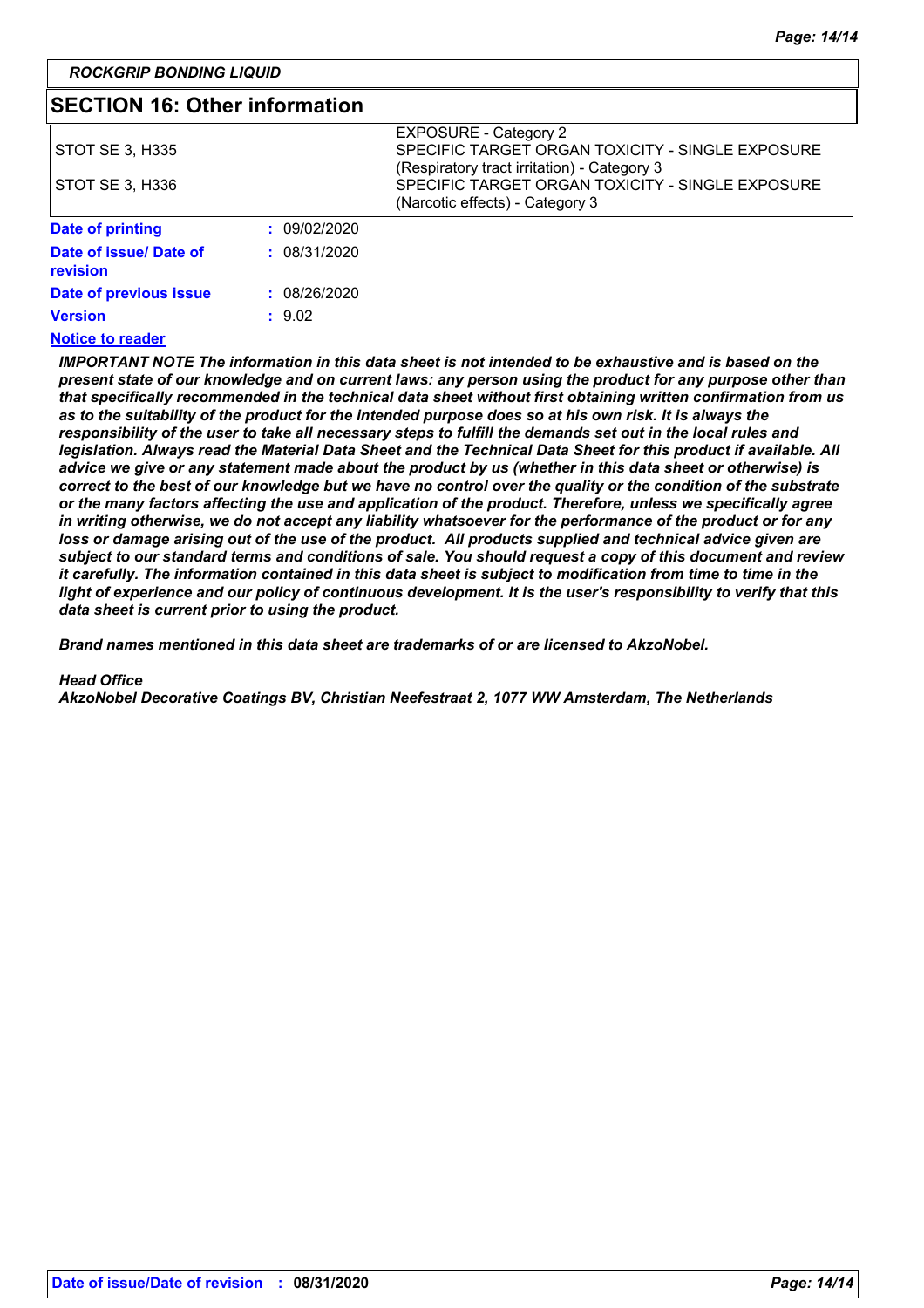## SECTION 16: Other information

| | |
|---|---|
| | EXPOSURE - Category 2 |
| STOT SE 3, H335 | SPECIFIC TARGET ORGAN TOXICITY - SINGLE EXPOSURE (Respiratory tract irritation) - Category 3 |
| STOT SE 3, H336 | SPECIFIC TARGET ORGAN TOXICITY - SINGLE EXPOSURE (Narcotic effects) - Category 3 |

**Date of printing** : 09/02/2020

**Date of issue/ Date of revision** : 08/31/2020

**Date of previous issue** : 08/26/2020

**Version** : 9.02

**Notice to reader**

***IMPORTANT NOTE The information in this data sheet is not intended to be exhaustive and is based on the present state of our knowledge and on current laws: any person using the product for any purpose other than that specifically recommended in the technical data sheet without first obtaining written confirmation from us as to the suitability of the product for the intended purpose does so at his own risk. It is always the responsibility of the user to take all necessary steps to fulfill the demands set out in the local rules and legislation. Always read the Material Data Sheet and the Technical Data Sheet for this product if available. All advice we give or any statement made about the product by us (whether in this data sheet or otherwise) is correct to the best of our knowledge but we have no control over the quality or the condition of the substrate or the many factors affecting the use and application of the product. Therefore, unless we specifically agree in writing otherwise, we do not accept any liability whatsoever for the performance of the product or for any loss or damage arising out of the use of the product. All products supplied and technical advice given are subject to our standard terms and conditions of sale. You should request a copy of this document and review it carefully. The information contained in this data sheet is subject to modification from time to time in the light of experience and our policy of continuous development. It is the user's responsibility to verify that this data sheet is current prior to using the product.***

***Brand names mentioned in this data sheet are trademarks of or are licensed to AkzoNobel.***

***Head Office***
***AkzoNobel Decorative Coatings BV, Christian Neefestraat 2, 1077 WW Amsterdam, The Netherlands***